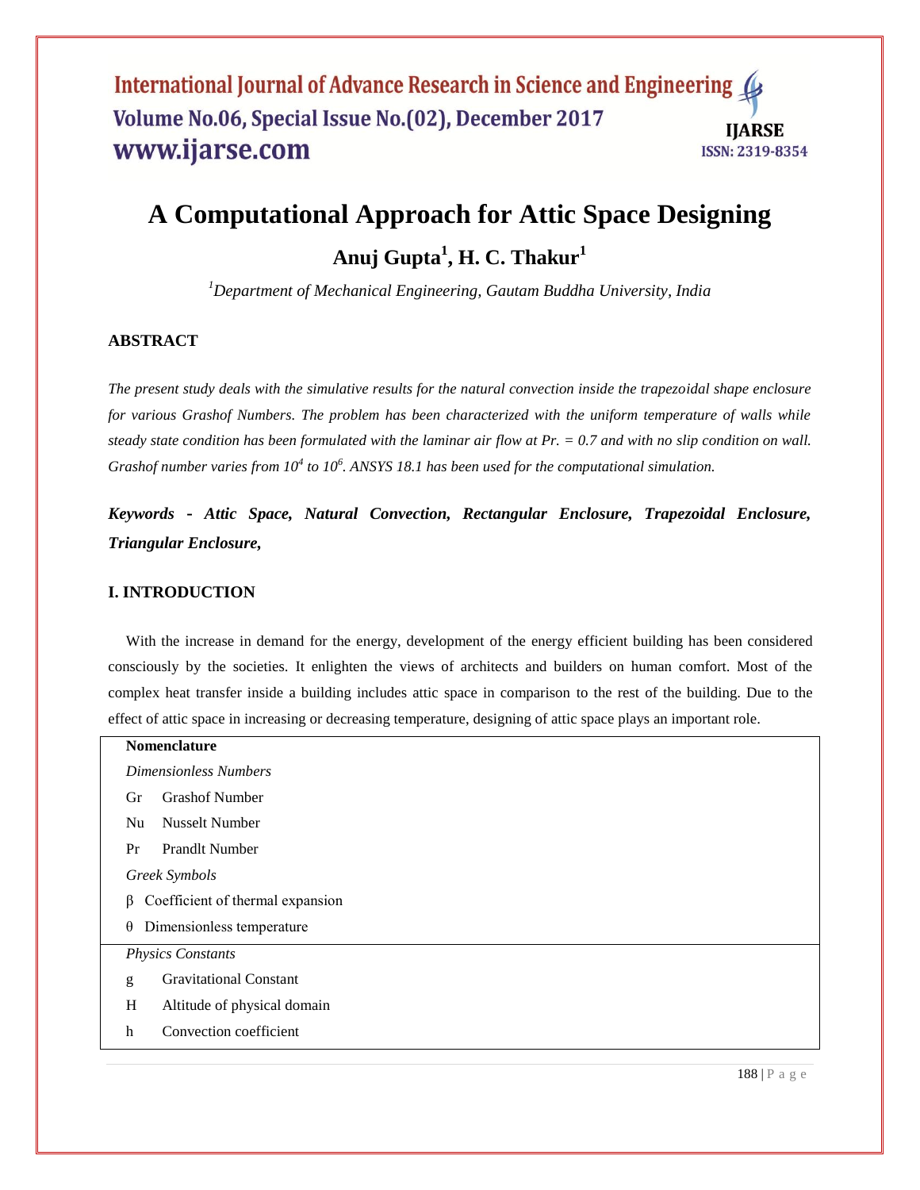# A Computational Approach for Attic Space Designing

**Anuj Gupta[1], H. C. Thakur[1]**

*[1]Department of Mechanical Engineering, Gautam Buddha University, India*

## ABSTRACT

*The present study deals with the simulative results for the natural convection inside the trapezoidal shape enclosure for various Grashof Numbers. The problem has been characterized with the uniform temperature of walls while steady state condition has been formulated with the laminar air flow at Pr. = 0.7 and with no slip condition on wall. Grashof number varies from $10^4$ to $10^6$. ANSYS 18.1 has been used for the computational simulation.*

***Keywords - Attic Space, Natural Convection, Rectangular Enclosure, Trapezoidal Enclosure, Triangular Enclosure,***

## I. INTRODUCTION

With the increase in demand for the energy, development of the energy efficient building has been considered consciously by the societies. It enlighten the views of architects and builders on human comfort. Most of the complex heat transfer inside a building includes attic space in comparison to the rest of the building. Due to the effect of attic space in increasing or decreasing temperature, designing of attic space plays an important role.

**Nomenclature**

*Dimensionless Numbers*

| | |
|---|---|
| Gr | Grashof Number |
| Nu | Nusselt Number |
| Pr | Prandlt Number |

*Greek Symbols*

| | |
|---|---|
| $\beta$ | Coefficient of thermal expansion |
| $\theta$ | Dimensionless temperature |

*Physics Constants*

| | |
|---|---|
| g | Gravitational Constant |
| H | Altitude of physical domain |
| h | Convection coefficient |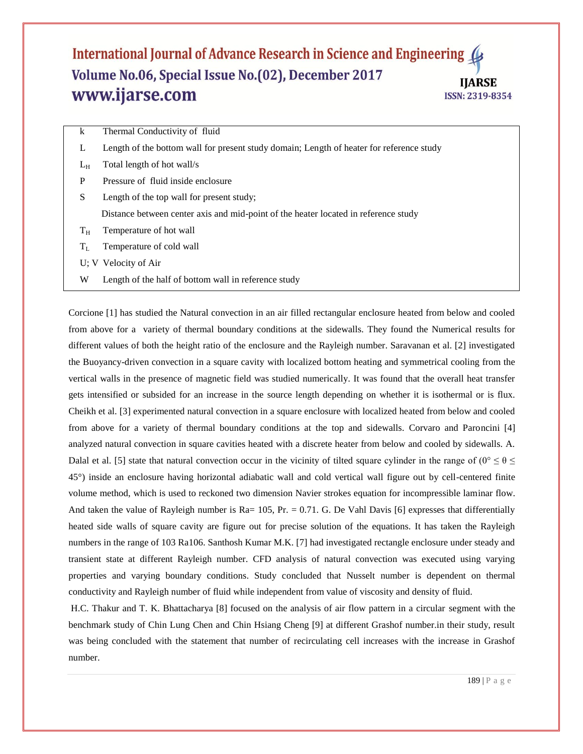| | |
|---|---|
| k | Thermal Conductivity of fluid |
| L | Length of the bottom wall for present study domain; Length of heater for reference study |
| $L_H$ | Total length of hot wall/s |
| P | Pressure of fluid inside enclosure |
| S | Length of the top wall for present study; Distance between center axis and mid-point of the heater located in reference study |
| $T_H$ | Temperature of hot wall |
| $T_L$ | Temperature of cold wall |
| U; V | Velocity of Air |
| W | Length of the half of bottom wall in reference study |

Corcione [1] has studied the Natural convection in an air filled rectangular enclosure heated from below and cooled from above for a variety of thermal boundary conditions at the sidewalls. They found the Numerical results for different values of both the height ratio of the enclosure and the Rayleigh number. Saravanan et al. [2] investigated the Buoyancy-driven convection in a square cavity with localized bottom heating and symmetrical cooling from the vertical walls in the presence of magnetic field was studied numerically. It was found that the overall heat transfer gets intensified or subsided for an increase in the source length depending on whether it is isothermal or is flux. Cheikh et al. [3] experimented natural convection in a square enclosure with localized heated from below and cooled from above for a variety of thermal boundary conditions at the top and sidewalls. Corvaro and Paroncini [4] analyzed natural convection in square cavities heated with a discrete heater from below and cooled by sidewalls. A. Dalal et al. [5] state that natural convection occur in the vicinity of tilted square cylinder in the range of ($0° \leq \theta \leq 45°$) inside an enclosure having horizontal adiabatic wall and cold vertical wall figure out by cell-centered finite volume method, which is used to reckoned two dimension Navier strokes equation for incompressible laminar flow. And taken the value of Rayleigh number is Ra= 105, Pr. = 0.71. G. De Vahl Davis [6] expresses that differentially heated side walls of square cavity are figure out for precise solution of the equations. It has taken the Rayleigh numbers in the range of 103 Ra106. Santhosh Kumar M.K. [7] had investigated rectangle enclosure under steady and transient state at different Rayleigh number. CFD analysis of natural convection was executed using varying properties and varying boundary conditions. Study concluded that Nusselt number is dependent on thermal conductivity and Rayleigh number of fluid while independent from value of viscosity and density of fluid.

H.C. Thakur and T. K. Bhattacharya [8] focused on the analysis of air flow pattern in a circular segment with the benchmark study of Chin Lung Chen and Chin Hsiang Cheng [9] at different Grashof number.in their study, result was being concluded with the statement that number of recirculating cell increases with the increase in Grashof number.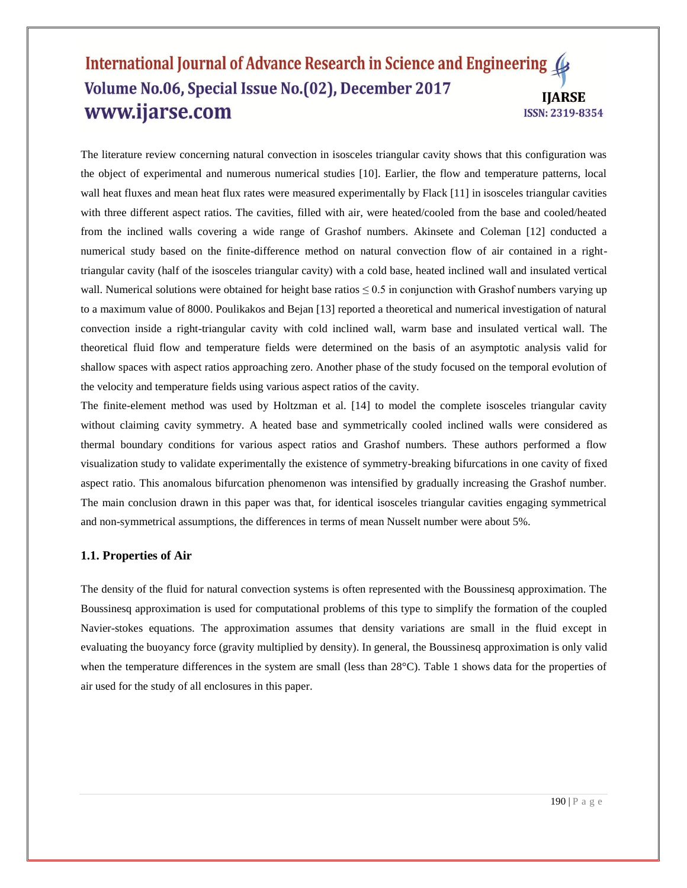The literature review concerning natural convection in isosceles triangular cavity shows that this configuration was the object of experimental and numerous numerical studies [10]. Earlier, the flow and temperature patterns, local wall heat fluxes and mean heat flux rates were measured experimentally by Flack [11] in isosceles triangular cavities with three different aspect ratios. The cavities, filled with air, were heated/cooled from the base and cooled/heated from the inclined walls covering a wide range of Grashof numbers. Akinsete and Coleman [12] conducted a numerical study based on the finite-difference method on natural convection flow of air contained in a right-triangular cavity (half of the isosceles triangular cavity) with a cold base, heated inclined wall and insulated vertical wall. Numerical solutions were obtained for height base ratios $\leq 0.5$ in conjunction with Grashof numbers varying up to a maximum value of 8000. Poulikakos and Bejan [13] reported a theoretical and numerical investigation of natural convection inside a right-triangular cavity with cold inclined wall, warm base and insulated vertical wall. The theoretical fluid flow and temperature fields were determined on the basis of an asymptotic analysis valid for shallow spaces with aspect ratios approaching zero. Another phase of the study focused on the temporal evolution of the velocity and temperature fields using various aspect ratios of the cavity.

The finite-element method was used by Holtzman et al. [14] to model the complete isosceles triangular cavity without claiming cavity symmetry. A heated base and symmetrically cooled inclined walls were considered as thermal boundary conditions for various aspect ratios and Grashof numbers. These authors performed a flow visualization study to validate experimentally the existence of symmetry-breaking bifurcations in one cavity of fixed aspect ratio. This anomalous bifurcation phenomenon was intensified by gradually increasing the Grashof number. The main conclusion drawn in this paper was that, for identical isosceles triangular cavities engaging symmetrical and non-symmetrical assumptions, the differences in terms of mean Nusselt number were about 5%.

### 1.1. Properties of Air

The density of the fluid for natural convection systems is often represented with the Boussinesq approximation. The Boussinesq approximation is used for computational problems of this type to simplify the formation of the coupled Navier-stokes equations. The approximation assumes that density variations are small in the fluid except in evaluating the buoyancy force (gravity multiplied by density). In general, the Boussinesq approximation is only valid when the temperature differences in the system are small (less than 28°C). Table 1 shows data for the properties of air used for the study of all enclosures in this paper.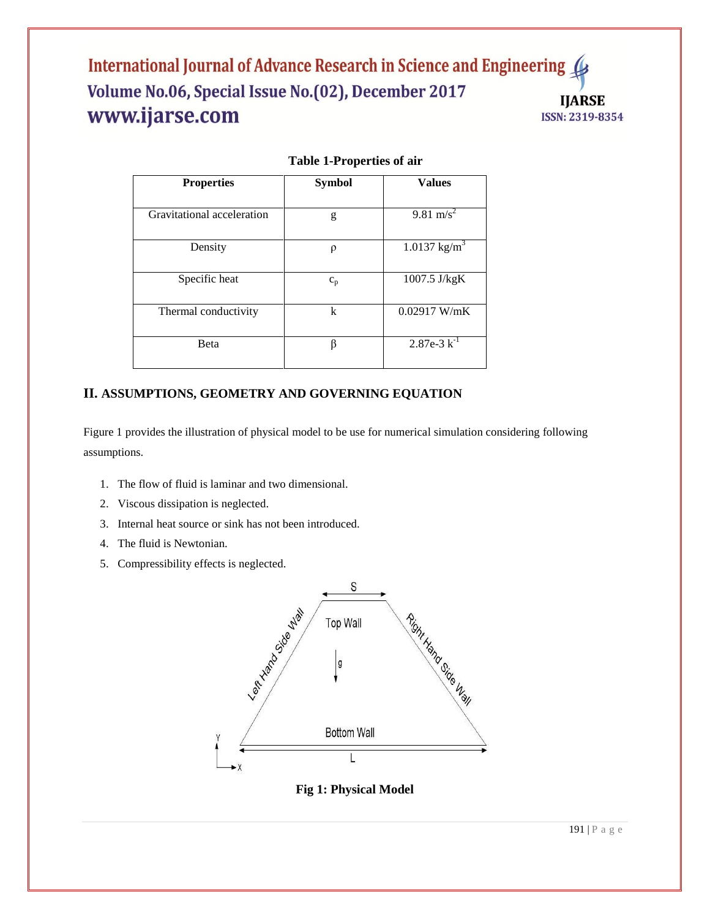**Table 1-Properties of air**

| Properties | Symbol | Values |
|---|---|---|
| Gravitational acceleration | $g$ | 9.81 $m/s^2$ |
| Density | $\rho$ | 1.0137 $kg/m^3$ |
| Specific heat | $c_p$ | 1007.5 J/kgK |
| Thermal conductivity | $k$ | 0.02917 W/mK |
| Beta | $\beta$ | 2.87e-3 $k^{-1}$ |

## II. ASSUMPTIONS, GEOMETRY AND GOVERNING EQUATION

Figure 1 provides the illustration of physical model to be use for numerical simulation considering following assumptions.

1. The flow of fluid is laminar and two dimensional.
2. Viscous dissipation is neglected.
3. Internal heat source or sink has not been introduced.
4. The fluid is Newtonian.
5. Compressibility effects is neglected.

**Fig 1: Physical Model**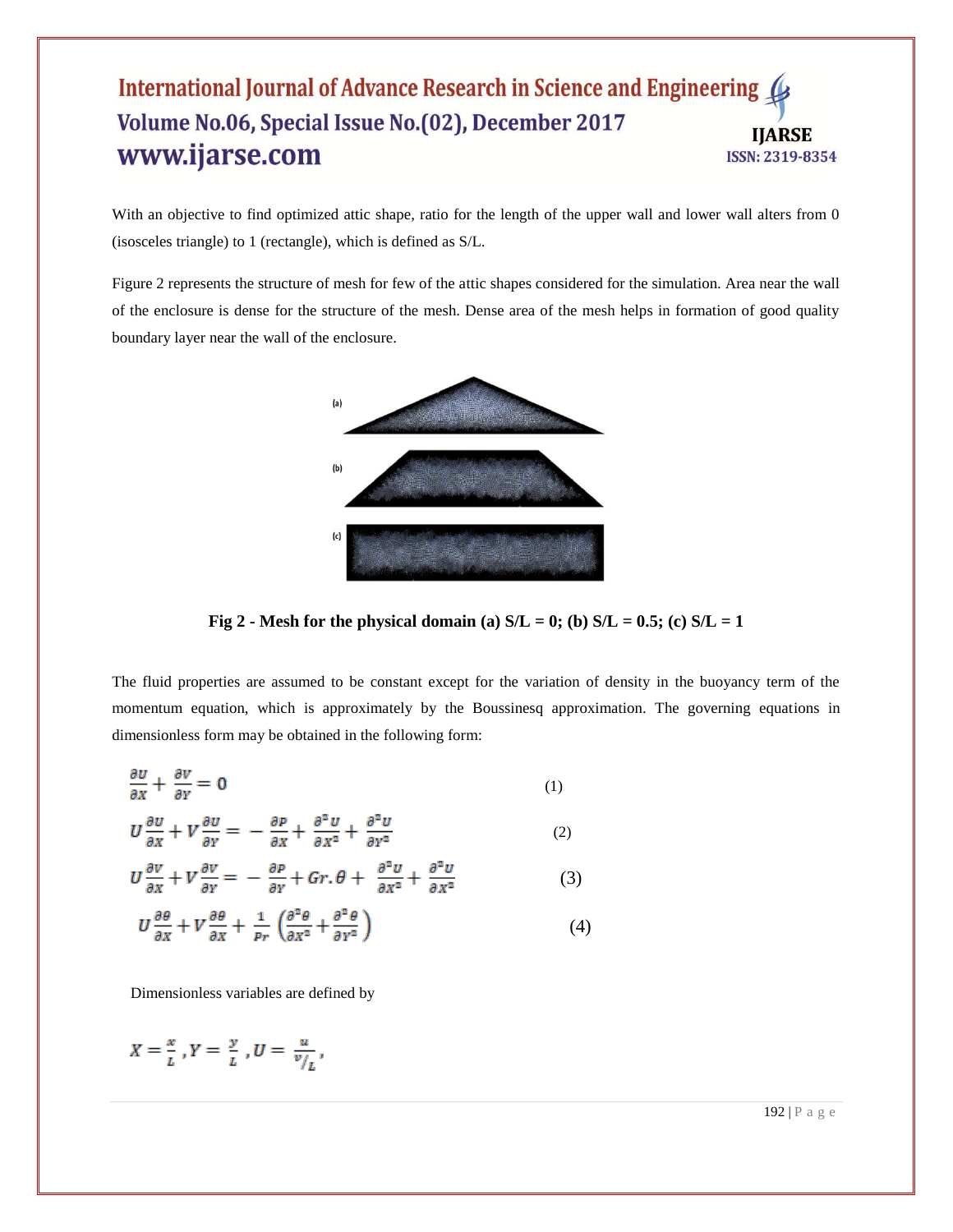With an objective to find optimized attic shape, ratio for the length of the upper wall and lower wall alters from 0 (isosceles triangle) to 1 (rectangle), which is defined as S/L.

Figure 2 represents the structure of mesh for few of the attic shapes considered for the simulation. Area near the wall of the enclosure is dense for the structure of the mesh. Dense area of the mesh helps in formation of good quality boundary layer near the wall of the enclosure.

**Fig 2 - Mesh for the physical domain (a) S/L = 0; (b) S/L = 0.5; (c) S/L = 1**

The fluid properties are assumed to be constant except for the variation of density in the buoyancy term of the momentum equation, which is approximately by the Boussinesq approximation. The governing equations in dimensionless form may be obtained in the following form:

$$\frac{\partial U}{\partial X} + \frac{\partial V}{\partial Y} = 0 \quad (1)$$

$$U\frac{\partial U}{\partial X} + V\frac{\partial U}{\partial Y} = -\frac{\partial P}{\partial X} + \frac{\partial^2 U}{\partial X^2} + \frac{\partial^2 U}{\partial Y^2} \quad (2)$$

$$U\frac{\partial V}{\partial X} + V\frac{\partial V}{\partial Y} = -\frac{\partial P}{\partial Y} + Gr.\theta + \frac{\partial^2 U}{\partial X^2} + \frac{\partial^2 U}{\partial X^2} \quad (3)$$

$$U\frac{\partial \theta}{\partial X} + V\frac{\partial \theta}{\partial X} + \frac{1}{Pr}\left(\frac{\partial^2 \theta}{\partial X^2} + \frac{\partial^2 \theta}{\partial Y^2}\right) \quad (4)$$

Dimensionless variables are defined by

$$X = \frac{x}{L}, Y = \frac{y}{L}, U = \frac{u}{v/_L},$$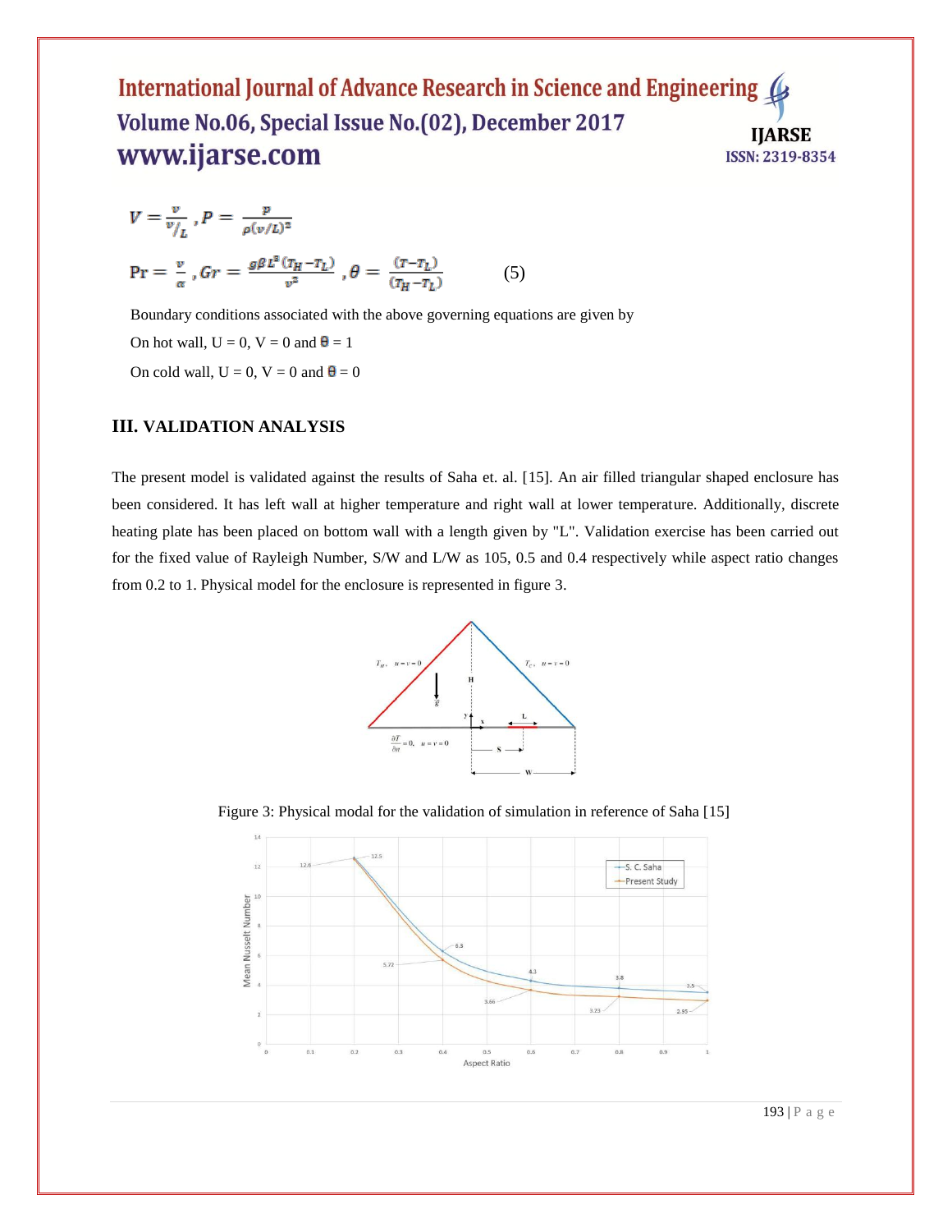$$V = \frac{v}{v/_L}, P = \frac{p}{\rho(v/L)^2}$$

$$\Pr = \frac{v}{\alpha}, Gr = \frac{g\beta L^3 (T_H - T_L)}{v^2}, \theta = \frac{(T - T_L)}{(T_H - T_L)} \qquad (5)$$

Boundary conditions associated with the above governing equations are given by

On hot wall, U = 0, V = 0 and $\theta$ = 1

On cold wall, U = 0, V = 0 and $\theta$ = 0

## III. VALIDATION ANALYSIS

The present model is validated against the results of Saha et. al. [15]. An air filled triangular shaped enclosure has been considered. It has left wall at higher temperature and right wall at lower temperature. Additionally, discrete heating plate has been placed on bottom wall with a length given by "L". Validation exercise has been carried out for the fixed value of Rayleigh Number, S/W and L/W as 105, 0.5 and 0.4 respectively while aspect ratio changes from 0.2 to 1. Physical model for the enclosure is represented in figure 3.

Figure 3: Physical modal for the validation of simulation in reference of Saha [15]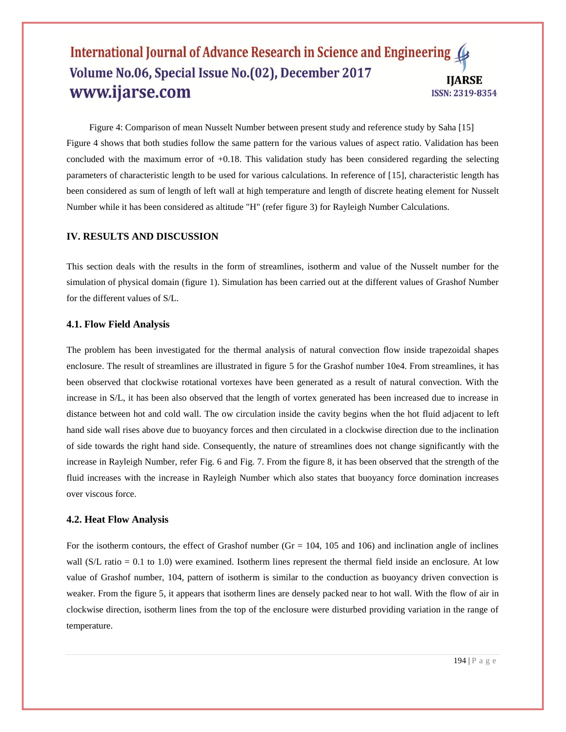Figure 4: Comparison of mean Nusselt Number between present study and reference study by Saha [15]

Figure 4 shows that both studies follow the same pattern for the various values of aspect ratio. Validation has been concluded with the maximum error of +0.18. This validation study has been considered regarding the selecting parameters of characteristic length to be used for various calculations. In reference of [15], characteristic length has been considered as sum of length of left wall at high temperature and length of discrete heating element for Nusselt Number while it has been considered as altitude "H" (refer figure 3) for Rayleigh Number Calculations.

## IV. RESULTS AND DISCUSSION

This section deals with the results in the form of streamlines, isotherm and value of the Nusselt number for the simulation of physical domain (figure 1). Simulation has been carried out at the different values of Grashof Number for the different values of S/L.

### 4.1. Flow Field Analysis

The problem has been investigated for the thermal analysis of natural convection flow inside trapezoidal shapes enclosure. The result of streamlines are illustrated in figure 5 for the Grashof number 10e4. From streamlines, it has been observed that clockwise rotational vortexes have been generated as a result of natural convection. With the increase in S/L, it has been also observed that the length of vortex generated has been increased due to increase in distance between hot and cold wall. The ow circulation inside the cavity begins when the hot fluid adjacent to left hand side wall rises above due to buoyancy forces and then circulated in a clockwise direction due to the inclination of side towards the right hand side. Consequently, the nature of streamlines does not change significantly with the increase in Rayleigh Number, refer Fig. 6 and Fig. 7. From the figure 8, it has been observed that the strength of the fluid increases with the increase in Rayleigh Number which also states that buoyancy force domination increases over viscous force.

### 4.2. Heat Flow Analysis

For the isotherm contours, the effect of Grashof number (Gr = 104, 105 and 106) and inclination angle of inclines wall (S/L ratio = 0.1 to 1.0) were examined. Isotherm lines represent the thermal field inside an enclosure. At low value of Grashof number, 104, pattern of isotherm is similar to the conduction as buoyancy driven convection is weaker. From the figure 5, it appears that isotherm lines are densely packed near to hot wall. With the flow of air in clockwise direction, isotherm lines from the top of the enclosure were disturbed providing variation in the range of temperature.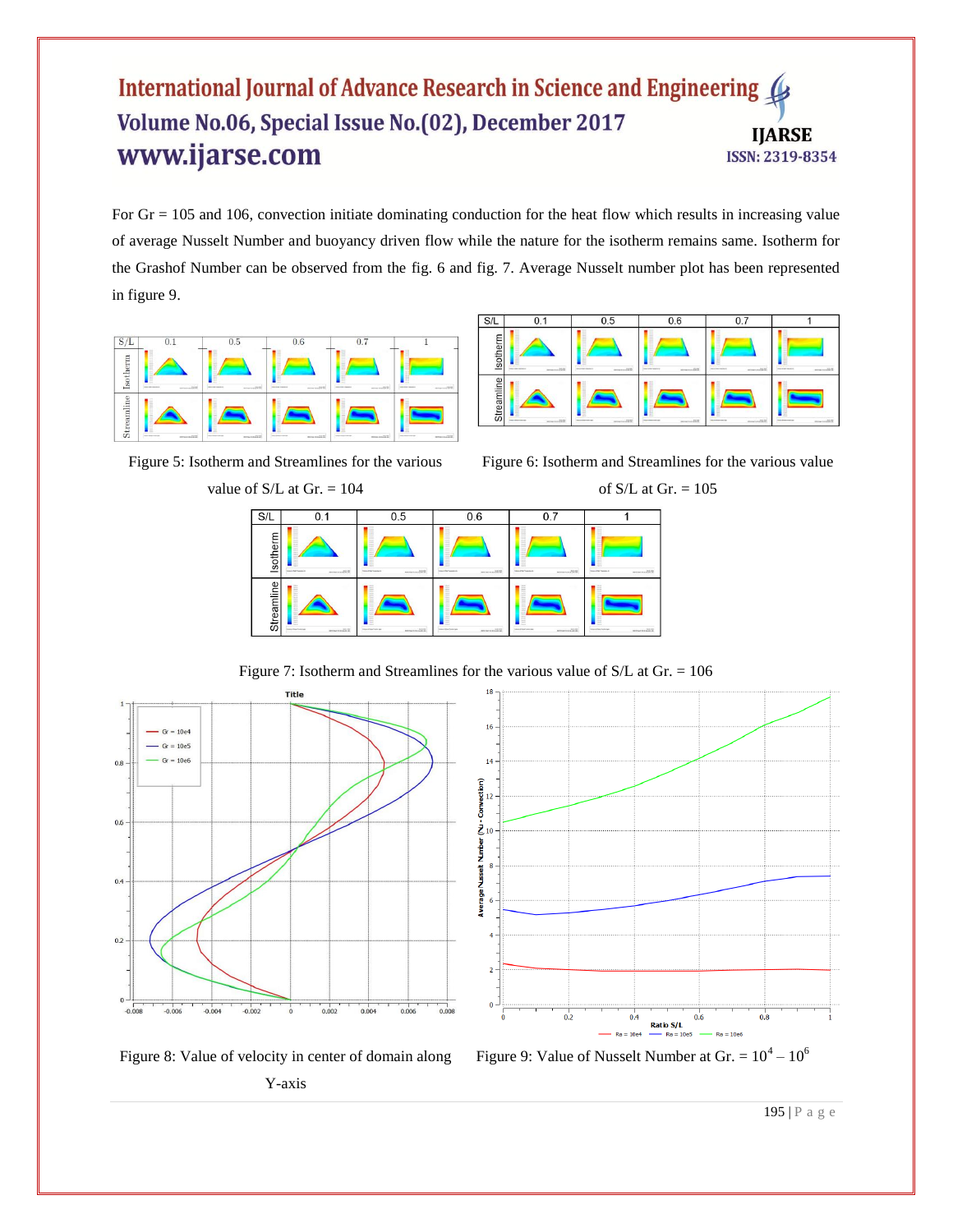For Gr = 105 and 106, convection initiate dominating conduction for the heat flow which results in increasing value of average Nusselt Number and buoyancy driven flow while the nature for the isotherm remains same. Isotherm for the Grashof Number can be observed from the fig. 6 and fig. 7. Average Nusselt number plot has been represented in figure 9.

Figure 5: Isotherm and Streamlines for the various value of S/L at Gr. = 104

Figure 6: Isotherm and Streamlines for the various value of S/L at Gr. = 105

Figure 7: Isotherm and Streamlines for the various value of S/L at Gr. = 106

Figure 8: Value of velocity in center of domain along Y-axis

Figure 9: Value of Nusselt Number at Gr. = $10^4 – 10^6$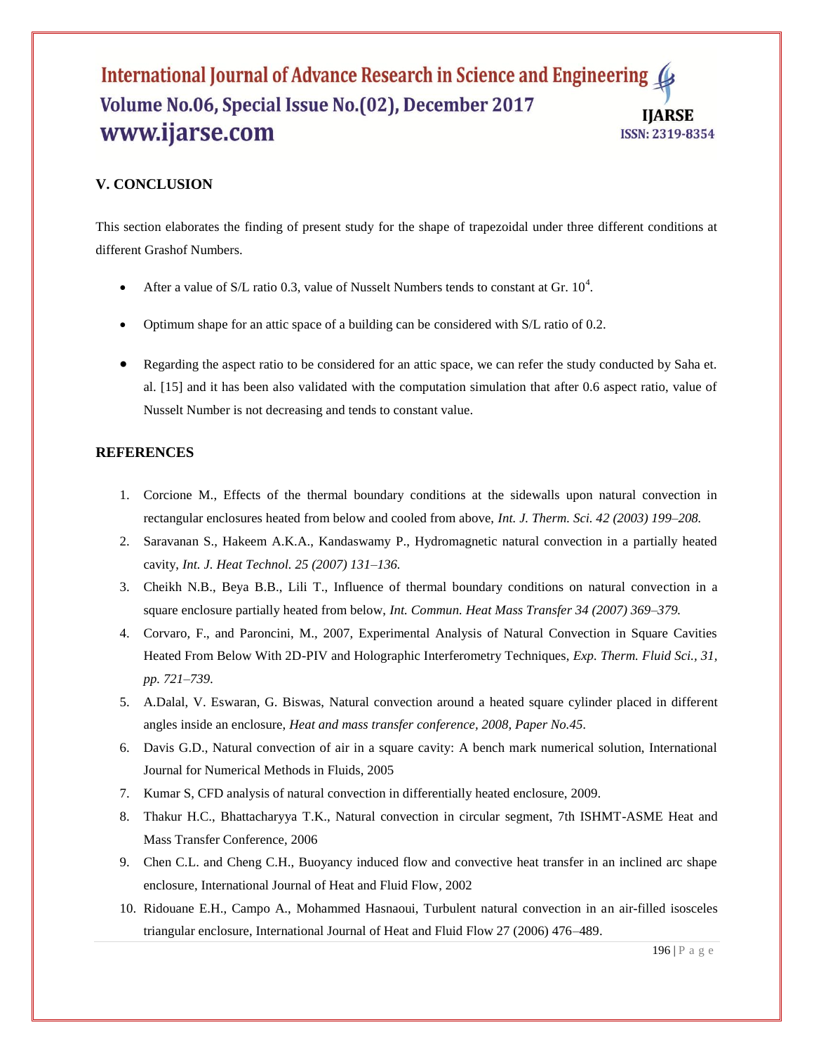## V. CONCLUSION

This section elaborates the finding of present study for the shape of trapezoidal under three different conditions at different Grashof Numbers.

- After a value of S/L ratio 0.3, value of Nusselt Numbers tends to constant at Gr. $10^4$.
- Optimum shape for an attic space of a building can be considered with S/L ratio of 0.2.
- Regarding the aspect ratio to be considered for an attic space, we can refer the study conducted by Saha et. al. [15] and it has been also validated with the computation simulation that after 0.6 aspect ratio, value of Nusselt Number is not decreasing and tends to constant value.

## REFERENCES

1. Corcione M., Effects of the thermal boundary conditions at the sidewalls upon natural convection in rectangular enclosures heated from below and cooled from above, *Int. J. Therm. Sci. 42 (2003) 199–208.*
2. Saravanan S., Hakeem A.K.A., Kandaswamy P., Hydromagnetic natural convection in a partially heated cavity, *Int. J. Heat Technol. 25 (2007) 131–136.*
3. Cheikh N.B., Beya B.B., Lili T., Influence of thermal boundary conditions on natural convection in a square enclosure partially heated from below, *Int. Commun. Heat Mass Transfer 34 (2007) 369–379.*
4. Corvaro, F., and Paroncini, M., 2007, Experimental Analysis of Natural Convection in Square Cavities Heated From Below With 2D-PIV and Holographic Interferometry Techniques, *Exp. Therm. Fluid Sci., 31, pp. 721–739.*
5. A.Dalal, V. Eswaran, G. Biswas, Natural convection around a heated square cylinder placed in different angles inside an enclosure, *Heat and mass transfer conference, 2008, Paper No.45*.
6. Davis G.D., Natural convection of air in a square cavity: A bench mark numerical solution, International Journal for Numerical Methods in Fluids, 2005
7. Kumar S, CFD analysis of natural convection in differentially heated enclosure, 2009.
8. Thakur H.C., Bhattacharyya T.K., Natural convection in circular segment, 7th ISHMT-ASME Heat and Mass Transfer Conference, 2006
9. Chen C.L. and Cheng C.H., Buoyancy induced flow and convective heat transfer in an inclined arc shape enclosure, International Journal of Heat and Fluid Flow, 2002
10. Ridouane E.H., Campo A., Mohammed Hasnaoui, Turbulent natural convection in an air-filled isosceles triangular enclosure, International Journal of Heat and Fluid Flow 27 (2006) 476–489.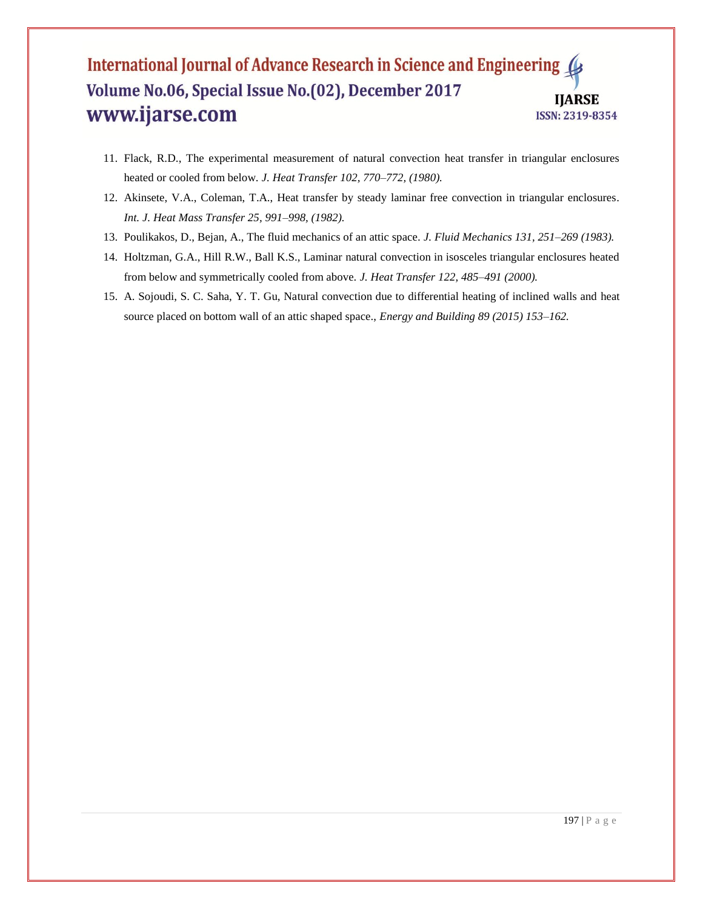11. Flack, R.D., The experimental measurement of natural convection heat transfer in triangular enclosures heated or cooled from below. *J. Heat Transfer 102, 770–772, (1980).*
12. Akinsete, V.A., Coleman, T.A., Heat transfer by steady laminar free convection in triangular enclosures. *Int. J. Heat Mass Transfer 25, 991–998, (1982).*
13. Poulikakos, D., Bejan, A., The fluid mechanics of an attic space. *J. Fluid Mechanics 131, 251–269 (1983).*
14. Holtzman, G.A., Hill R.W., Ball K.S., Laminar natural convection in isosceles triangular enclosures heated from below and symmetrically cooled from above. *J. Heat Transfer 122, 485–491 (2000).*
15. A. Sojoudi, S. C. Saha, Y. T. Gu, Natural convection due to differential heating of inclined walls and heat source placed on bottom wall of an attic shaped space., *Energy and Building 89 (2015) 153–162.*